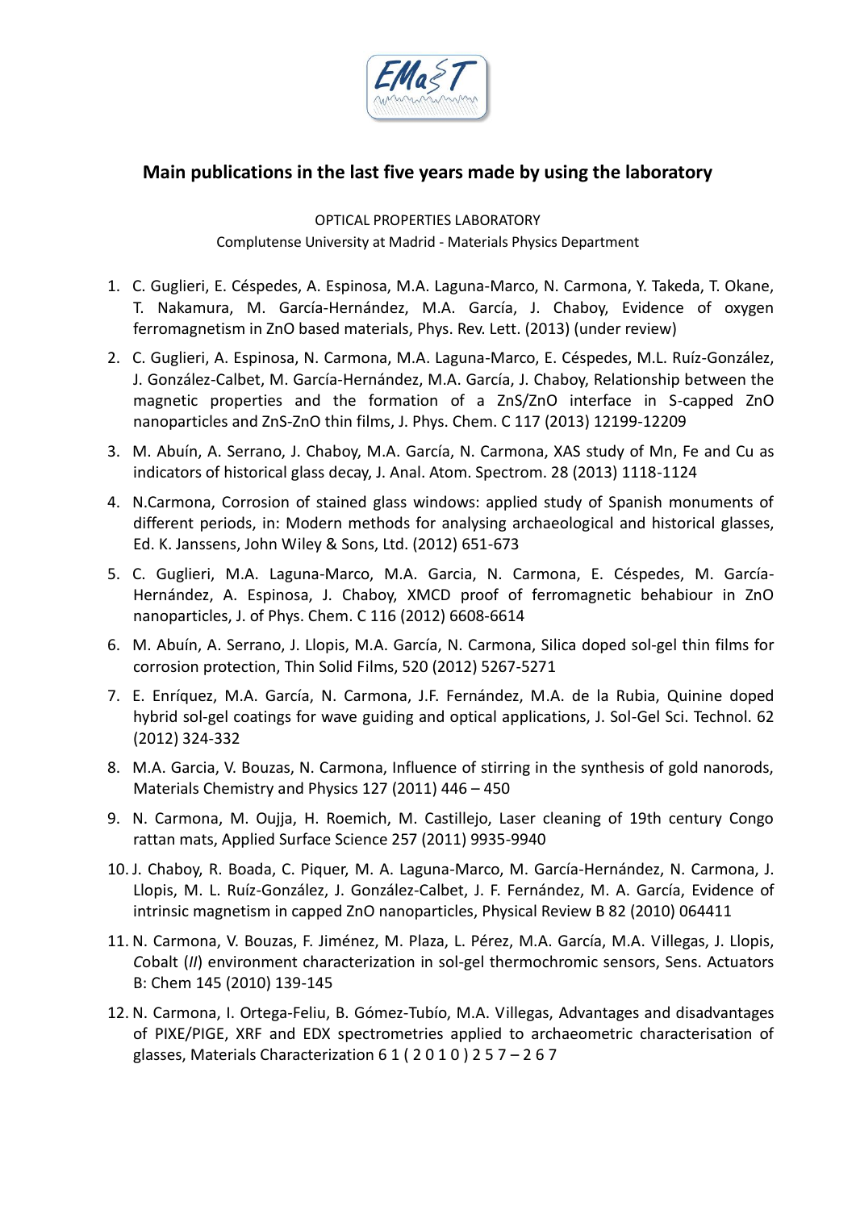## Main publications in the last five years made by using the laboratory

OPTICAL PROPERTIES LABORATORY

Complutense University at Madrid - Materials Physics Department

1. C. Guglieri, E. Céspedes, A. Espinosa, M.A. Laguna-Marco, N. Carmona, Y. Takeda, T. Okane, T. Nakamura, M. García-Hernández, M.A. García, J. Chaboy, Evidence of oxygen ferromagnetism in ZnO based materials, Phys. Rev. Lett. (2013) (under review)
2. C. Guglieri, A. Espinosa, N. Carmona, M.A. Laguna-Marco, E. Céspedes, M.L. Ruíz-González, J. González-Calbet, M. García-Hernández, M.A. García, J. Chaboy, Relationship between the magnetic properties and the formation of a ZnS/ZnO interface in S-capped ZnO nanoparticles and ZnS-ZnO thin films, J. Phys. Chem. C 117 (2013) 12199-12209
3. M. Abuín, A. Serrano, J. Chaboy, M.A. García, N. Carmona, XAS study of Mn, Fe and Cu as indicators of historical glass decay, J. Anal. Atom. Spectrom. 28 (2013) 1118-1124
4. N.Carmona, Corrosion of stained glass windows: applied study of Spanish monuments of different periods, in: Modern methods for analysing archaeological and historical glasses, Ed. K. Janssens, John Wiley & Sons, Ltd. (2012) 651-673
5. C. Guglieri, M.A. Laguna-Marco, M.A. Garcia, N. Carmona, E. Céspedes, M. García-Hernández, A. Espinosa, J. Chaboy, XMCD proof of ferromagnetic behabiour in ZnO nanoparticles, J. of Phys. Chem. C 116 (2012) 6608-6614
6. M. Abuín, A. Serrano, J. Llopis, M.A. García, N. Carmona, Silica doped sol-gel thin films for corrosion protection, Thin Solid Films, 520 (2012) 5267-5271
7. E. Enríquez, M.A. García, N. Carmona, J.F. Fernández, M.A. de la Rubia, Quinine doped hybrid sol-gel coatings for wave guiding and optical applications, J. Sol-Gel Sci. Technol. 62 (2012) 324-332
8. M.A. Garcia, V. Bouzas, N. Carmona, Influence of stirring in the synthesis of gold nanorods, Materials Chemistry and Physics 127 (2011) 446 – 450
9. N. Carmona, M. Oujja, H. Roemich, M. Castillejo, Laser cleaning of 19th century Congo rattan mats, Applied Surface Science 257 (2011) 9935-9940
10. J. Chaboy, R. Boada, C. Piquer, M. A. Laguna-Marco, M. García-Hernández, N. Carmona, J. Llopis, M. L. Ruíz-González, J. González-Calbet, J. F. Fernández, M. A. García, Evidence of intrinsic magnetism in capped ZnO nanoparticles, Physical Review B 82 (2010) 064411
11. N. Carmona, V. Bouzas, F. Jiménez, M. Plaza, L. Pérez, M.A. García, M.A. Villegas, J. Llopis, *C*obalt (*II*) environment characterization in sol-gel thermochromic sensors, Sens. Actuators B: Chem 145 (2010) 139-145
12. N. Carmona, I. Ortega-Feliu, B. Gómez-Tubío, M.A. Villegas, Advantages and disadvantages of PIXE/PIGE, XRF and EDX spectrometries applied to archaeometric characterisation of glasses, Materials Characterization 61 (2010) 257 – 267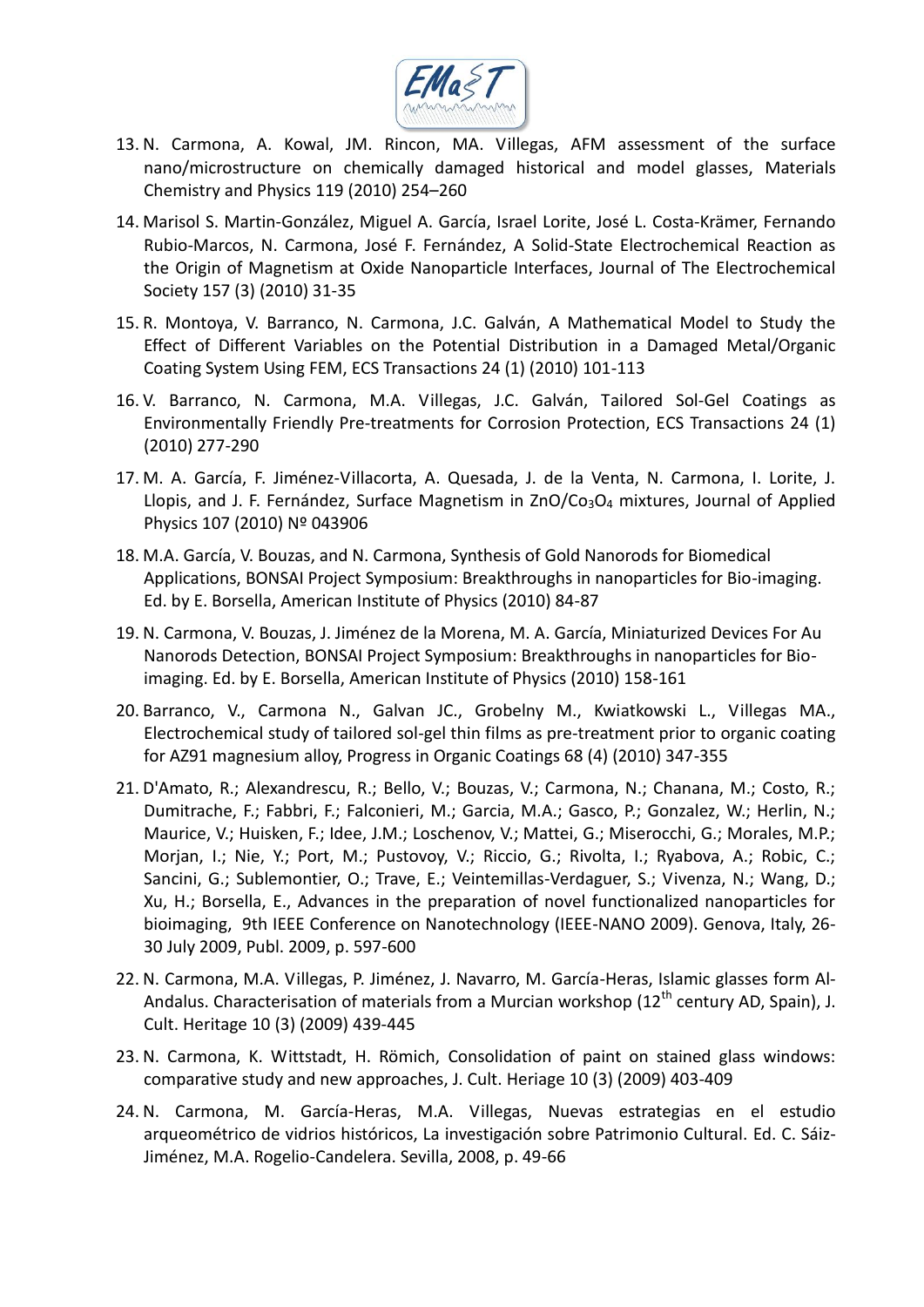13. N. Carmona, A. Kowal, JM. Rincon, MA. Villegas, AFM assessment of the surface nano/microstructure on chemically damaged historical and model glasses, Materials Chemistry and Physics 119 (2010) 254–260
14. Marisol S. Martin-González, Miguel A. García, Israel Lorite, José L. Costa-Krämer, Fernando Rubio-Marcos, N. Carmona, José F. Fernández, A Solid-State Electrochemical Reaction as the Origin of Magnetism at Oxide Nanoparticle Interfaces, Journal of The Electrochemical Society 157 (3) (2010) 31-35
15. R. Montoya, V. Barranco, N. Carmona, J.C. Galván, A Mathematical Model to Study the Effect of Different Variables on the Potential Distribution in a Damaged Metal/Organic Coating System Using FEM, ECS Transactions 24 (1) (2010) 101-113
16. V. Barranco, N. Carmona, M.A. Villegas, J.C. Galván, Tailored Sol-Gel Coatings as Environmentally Friendly Pre-treatments for Corrosion Protection, ECS Transactions 24 (1) (2010) 277-290
17. M. A. García, F. Jiménez-Villacorta, A. Quesada, J. de la Venta, N. Carmona, I. Lorite, J. Llopis, and J. F. Fernández, Surface Magnetism in ZnO/$Co_3O_4$ mixtures, Journal of Applied Physics 107 (2010) Nº 043906
18. M.A. García, V. Bouzas, and N. Carmona, Synthesis of Gold Nanorods for Biomedical Applications, BONSAI Project Symposium: Breakthroughs in nanoparticles for Bio-imaging. Ed. by E. Borsella, American Institute of Physics (2010) 84-87
19. N. Carmona, V. Bouzas, J. Jiménez de la Morena, M. A. García, Miniaturized Devices For Au Nanorods Detection, BONSAI Project Symposium: Breakthroughs in nanoparticles for Bio-imaging. Ed. by E. Borsella, American Institute of Physics (2010) 158-161
20. Barranco, V., Carmona N., Galvan JC., Grobelny M., Kwiatkowski L., Villegas MA., Electrochemical study of tailored sol-gel thin films as pre-treatment prior to organic coating for AZ91 magnesium alloy, Progress in Organic Coatings 68 (4) (2010) 347-355
21. D'Amato, R.; Alexandrescu, R.; Bello, V.; Bouzas, V.; Carmona, N.; Chanana, M.; Costo, R.; Dumitrache, F.; Fabbri, F.; Falconieri, M.; Garcia, M.A.; Gasco, P.; Gonzalez, W.; Herlin, N.; Maurice, V.; Huisken, F.; Idee, J.M.; Loschenov, V.; Mattei, G.; Miserocchi, G.; Morales, M.P.; Morjan, I.; Nie, Y.; Port, M.; Pustovoy, V.; Riccio, G.; Rivolta, I.; Ryabova, A.; Robic, C.; Sancini, G.; Sublemontier, O.; Trave, E.; Veintemillas-Verdaguer, S.; Vivenza, N.; Wang, D.; Xu, H.; Borsella, E., Advances in the preparation of novel functionalized nanoparticles for bioimaging, 9th IEEE Conference on Nanotechnology (IEEE-NANO 2009). Genova, Italy, 26-30 July 2009, Publ. 2009, p. 597-600
22. N. Carmona, M.A. Villegas, P. Jiménez, J. Navarro, M. García-Heras, Islamic glasses form Al-Andalus. Characterisation of materials from a Murcian workshop (12th century AD, Spain), J. Cult. Heritage 10 (3) (2009) 439-445
23. N. Carmona, K. Wittstadt, H. Römich, Consolidation of paint on stained glass windows: comparative study and new approaches, J. Cult. Heriage 10 (3) (2009) 403-409
24. N. Carmona, M. García-Heras, M.A. Villegas, Nuevas estrategias en el estudio arqueométrico de vidrios históricos, La investigación sobre Patrimonio Cultural. Ed. C. Sáiz-Jiménez, M.A. Rogelio-Candelera. Sevilla, 2008, p. 49-66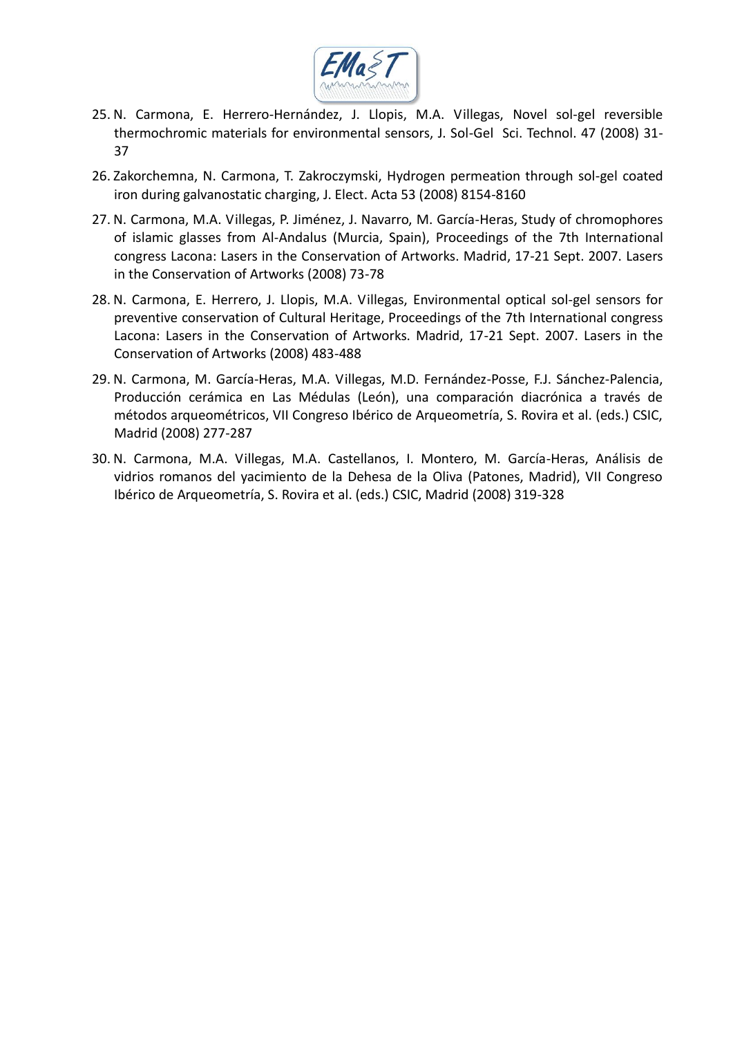25. N. Carmona, E. Herrero-Hernández, J. Llopis, M.A. Villegas, Novel sol-gel reversible thermochromic materials for environmental sensors, J. Sol-Gel Sci. Technol. 47 (2008) 31-37
26. Zakorchemna, N. Carmona, T. Zakroczymski, Hydrogen permeation through sol-gel coated iron during galvanostatic charging, J. Elect. Acta 53 (2008) 8154-8160
27. N. Carmona, M.A. Villegas, P. Jiménez, J. Navarro, M. García-Heras, Study of chromophores of islamic glasses from Al-Andalus (Murcia, Spain), Proceedings of the 7th International congress Lacona: Lasers in the Conservation of Artworks. Madrid, 17-21 Sept. 2007. Lasers in the Conservation of Artworks (2008) 73-78
28. N. Carmona, E. Herrero, J. Llopis, M.A. Villegas, Environmental optical sol-gel sensors for preventive conservation of Cultural Heritage, Proceedings of the 7th International congress Lacona: Lasers in the Conservation of Artworks. Madrid, 17-21 Sept. 2007. Lasers in the Conservation of Artworks (2008) 483-488
29. N. Carmona, M. García-Heras, M.A. Villegas, M.D. Fernández-Posse, F.J. Sánchez-Palencia, Producción cerámica en Las Médulas (León), una comparación diacrónica a través de métodos arqueométricos, VII Congreso Ibérico de Arqueometría, S. Rovira et al. (eds.) CSIC, Madrid (2008) 277-287
30. N. Carmona, M.A. Villegas, M.A. Castellanos, I. Montero, M. García-Heras, Análisis de vidrios romanos del yacimiento de la Dehesa de la Oliva (Patones, Madrid), VII Congreso Ibérico de Arqueometría, S. Rovira et al. (eds.) CSIC, Madrid (2008) 319-328